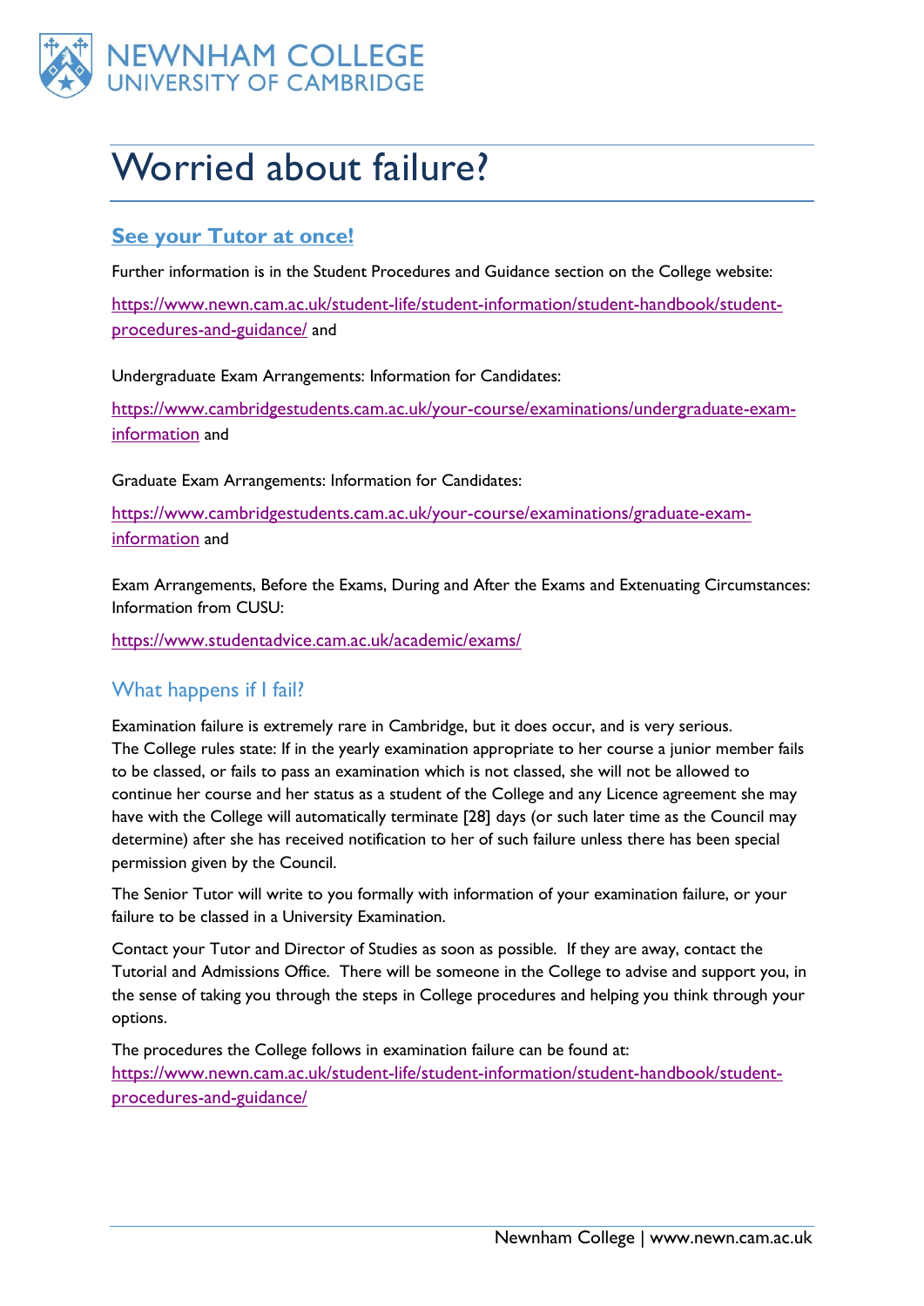NEWNHAM COLLEGE
UNIVERSITY OF CAMBRIDGE

# Worried about failure?

## See your Tutor at once!

Further information is in the Student Procedures and Guidance section on the College website:

https://www.newn.cam.ac.uk/student-life/student-information/student-handbook/student-procedures-and-guidance/ and

Undergraduate Exam Arrangements: Information for Candidates:

https://www.cambridgestudents.cam.ac.uk/your-course/examinations/undergraduate-exam-information and

Graduate Exam Arrangements: Information for Candidates:

https://www.cambridgestudents.cam.ac.uk/your-course/examinations/graduate-exam-information and

Exam Arrangements, Before the Exams, During and After the Exams and Extenuating Circumstances: Information from CUSU:

https://www.studentadvice.cam.ac.uk/academic/exams/

## What happens if I fail?

Examination failure is extremely rare in Cambridge, but it does occur, and is very serious. The College rules state: If in the yearly examination appropriate to her course a junior member fails to be classed, or fails to pass an examination which is not classed, she will not be allowed to continue her course and her status as a student of the College and any Licence agreement she may have with the College will automatically terminate [28] days (or such later time as the Council may determine) after she has received notification to her of such failure unless there has been special permission given by the Council.

The Senior Tutor will write to you formally with information of your examination failure, or your failure to be classed in a University Examination.

Contact your Tutor and Director of Studies as soon as possible. If they are away, contact the Tutorial and Admissions Office. There will be someone in the College to advise and support you, in the sense of taking you through the steps in College procedures and helping you think through your options.

The procedures the College follows in examination failure can be found at:
https://www.newn.cam.ac.uk/student-life/student-information/student-handbook/student-procedures-and-guidance/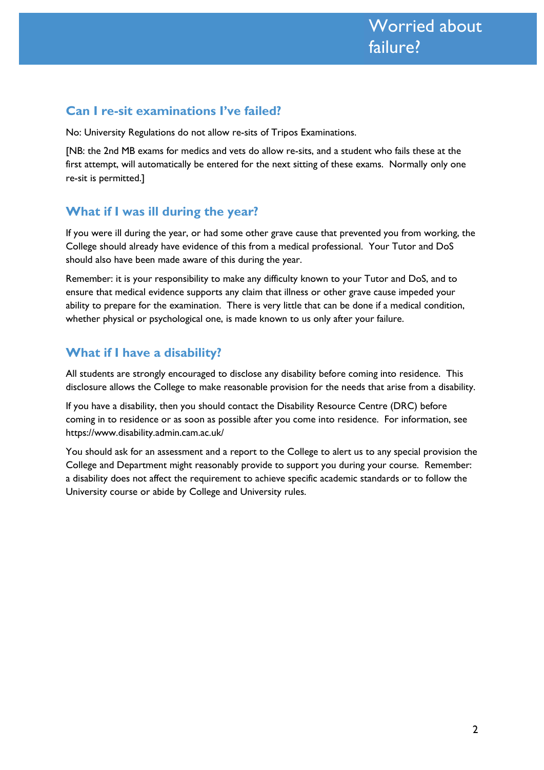# Worried about failure?

## Can I re-sit examinations I've failed?

No: University Regulations do not allow re-sits of Tripos Examinations.

[NB: the 2nd MB exams for medics and vets do allow re-sits, and a student who fails these at the first attempt, will automatically be entered for the next sitting of these exams. Normally only one re-sit is permitted.]

## What if I was ill during the year?

If you were ill during the year, or had some other grave cause that prevented you from working, the College should already have evidence of this from a medical professional. Your Tutor and DoS should also have been made aware of this during the year.

Remember: it is your responsibility to make any difficulty known to your Tutor and DoS, and to ensure that medical evidence supports any claim that illness or other grave cause impeded your ability to prepare for the examination. There is very little that can be done if a medical condition, whether physical or psychological one, is made known to us only after your failure.

## What if I have a disability?

All students are strongly encouraged to disclose any disability before coming into residence. This disclosure allows the College to make reasonable provision for the needs that arise from a disability.

If you have a disability, then you should contact the Disability Resource Centre (DRC) before coming in to residence or as soon as possible after you come into residence. For information, see https://www.disability.admin.cam.ac.uk/

You should ask for an assessment and a report to the College to alert us to any special provision the College and Department might reasonably provide to support you during your course. Remember: a disability does not affect the requirement to achieve specific academic standards or to follow the University course or abide by College and University rules.